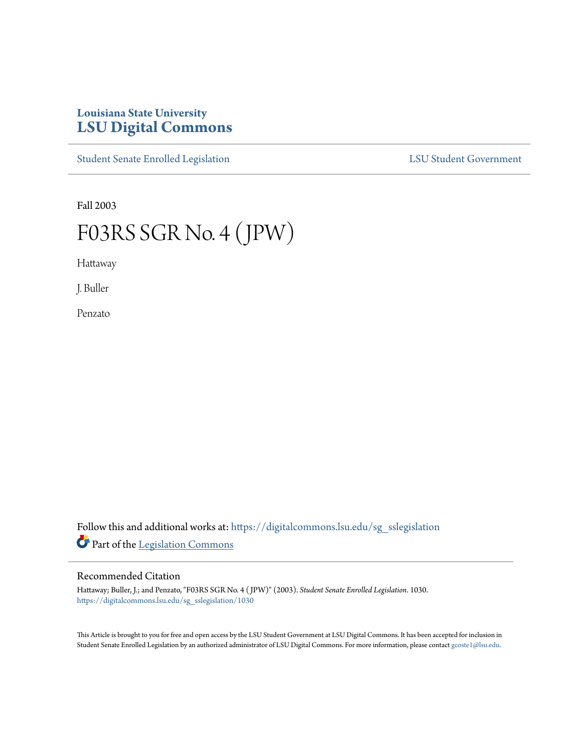Louisiana State University
**LSU Digital Commons**

Student Senate Enrolled Legislation | LSU Student Government

Fall 2003

# F03RS SGR No. 4 (JPW)

Hattaway

J. Buller

Penzato

Follow this and additional works at: https://digitalcommons.lsu.edu/sg_sslegislation

Part of the Legislation Commons

## Recommended Citation

Hattaway; Buller, J.; and Penzato, "F03RS SGR No. 4 (JPW)" (2003). *Student Senate Enrolled Legislation*. 1030.
https://digitalcommons.lsu.edu/sg_sslegislation/1030

This Article is brought to you for free and open access by the LSU Student Government at LSU Digital Commons. It has been accepted for inclusion in Student Senate Enrolled Legislation by an authorized administrator of LSU Digital Commons. For more information, please contact gcoste1@lsu.edu.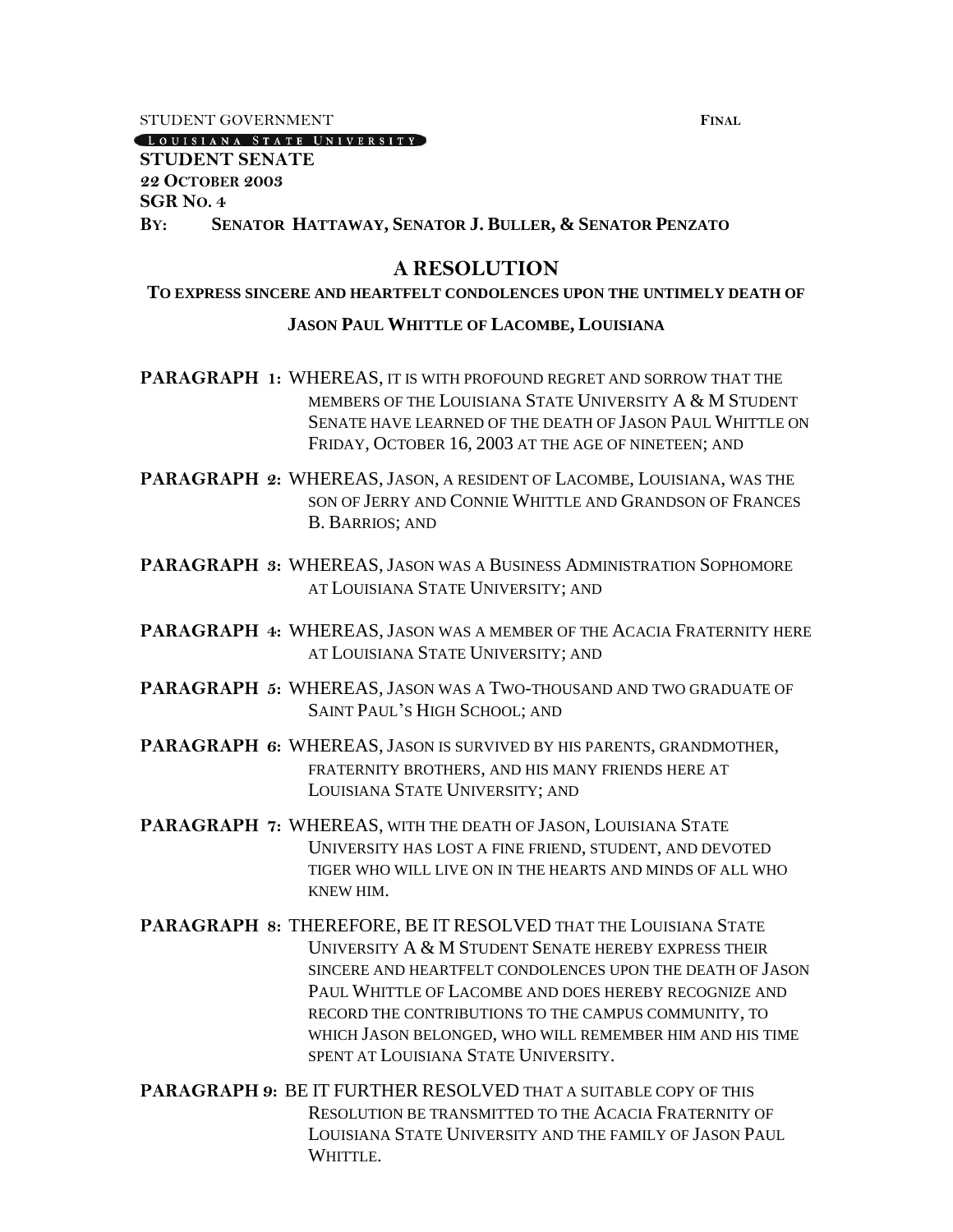STUDENT GOVERNMENT **FINAL**

LOUISIANA STATE UNIVERSITY

**STUDENT SENATE**
**22 OCTOBER 2003**
**SGR NO. 4**
**BY: SENATOR HATTAWAY, SENATOR J. BULLER, & SENATOR PENZATO**

# A RESOLUTION

## TO EXPRESS SINCERE AND HEARTFELT CONDOLENCES UPON THE UNTIMELY DEATH OF JASON PAUL WHITTLE OF LACOMBE, LOUISIANA

**PARAGRAPH 1:** WHEREAS, IT IS WITH PROFOUND REGRET AND SORROW THAT THE MEMBERS OF THE LOUISIANA STATE UNIVERSITY A & M STUDENT SENATE HAVE LEARNED OF THE DEATH OF JASON PAUL WHITTLE ON FRIDAY, OCTOBER 16, 2003 AT THE AGE OF NINETEEN; AND

**PARAGRAPH 2:** WHEREAS, JASON, A RESIDENT OF LACOMBE, LOUISIANA, WAS THE SON OF JERRY AND CONNIE WHITTLE AND GRANDSON OF FRANCES B. BARRIOS; AND

**PARAGRAPH 3:** WHEREAS, JASON WAS A BUSINESS ADMINISTRATION SOPHOMORE AT LOUISIANA STATE UNIVERSITY; AND

**PARAGRAPH 4:** WHEREAS, JASON WAS A MEMBER OF THE ACACIA FRATERNITY HERE AT LOUISIANA STATE UNIVERSITY; AND

**PARAGRAPH 5:** WHEREAS, JASON WAS A TWO-THOUSAND AND TWO GRADUATE OF SAINT PAUL'S HIGH SCHOOL; AND

**PARAGRAPH 6:** WHEREAS, JASON IS SURVIVED BY HIS PARENTS, GRANDMOTHER, FRATERNITY BROTHERS, AND HIS MANY FRIENDS HERE AT LOUISIANA STATE UNIVERSITY; AND

**PARAGRAPH 7:** WHEREAS, WITH THE DEATH OF JASON, LOUISIANA STATE UNIVERSITY HAS LOST A FINE FRIEND, STUDENT, AND DEVOTED TIGER WHO WILL LIVE ON IN THE HEARTS AND MINDS OF ALL WHO KNEW HIM.

**PARAGRAPH 8:** THEREFORE, BE IT RESOLVED THAT THE LOUISIANA STATE UNIVERSITY A & M STUDENT SENATE HEREBY EXPRESS THEIR SINCERE AND HEARTFELT CONDOLENCES UPON THE DEATH OF JASON PAUL WHITTLE OF LACOMBE AND DOES HEREBY RECOGNIZE AND RECORD THE CONTRIBUTIONS TO THE CAMPUS COMMUNITY, TO WHICH JASON BELONGED, WHO WILL REMEMBER HIM AND HIS TIME SPENT AT LOUISIANA STATE UNIVERSITY.

**PARAGRAPH 9:** BE IT FURTHER RESOLVED THAT A SUITABLE COPY OF THIS RESOLUTION BE TRANSMITTED TO THE ACACIA FRATERNITY OF LOUISIANA STATE UNIVERSITY AND THE FAMILY OF JASON PAUL WHITTLE.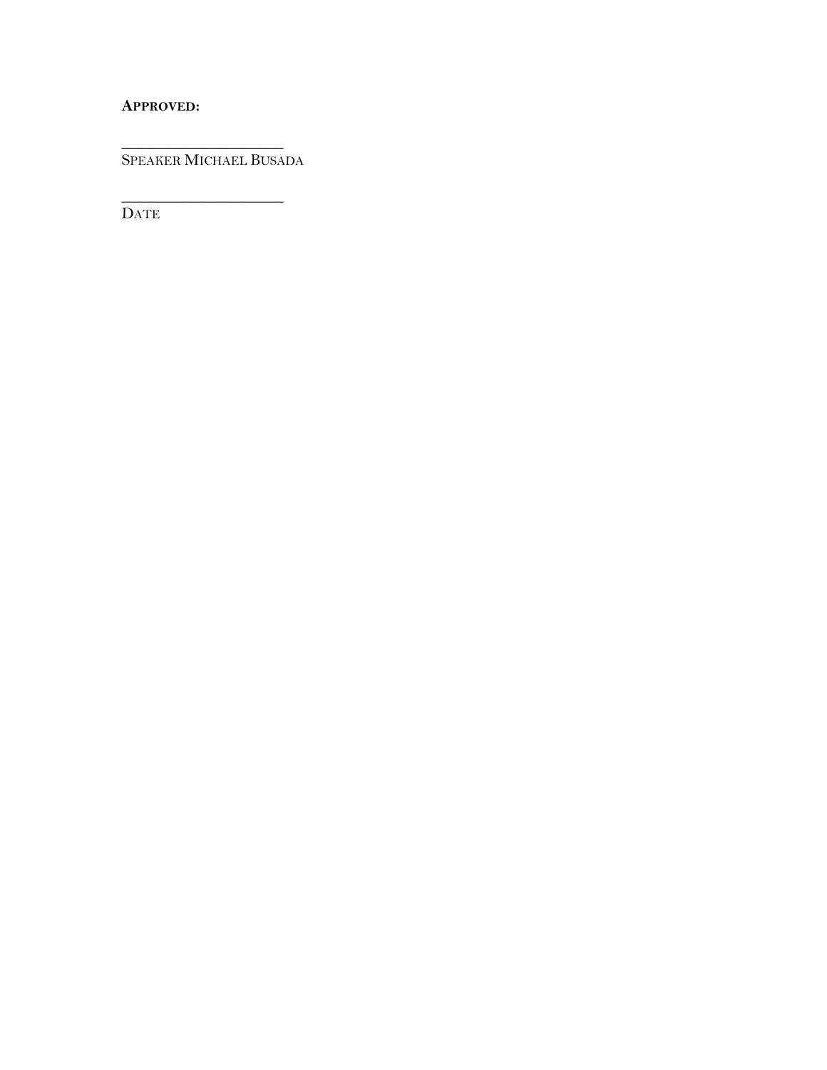**APPROVED:**

\_\_\_\_\_\_\_\_\_\_\_\_\_\_\_\_\_\_\_\_\_\_\_\_\_\_\_

SPEAKER MICHAEL BUSADA

\_\_\_\_\_\_\_\_\_\_\_\_\_\_\_\_\_\_\_\_\_\_\_\_\_\_\_

DATE